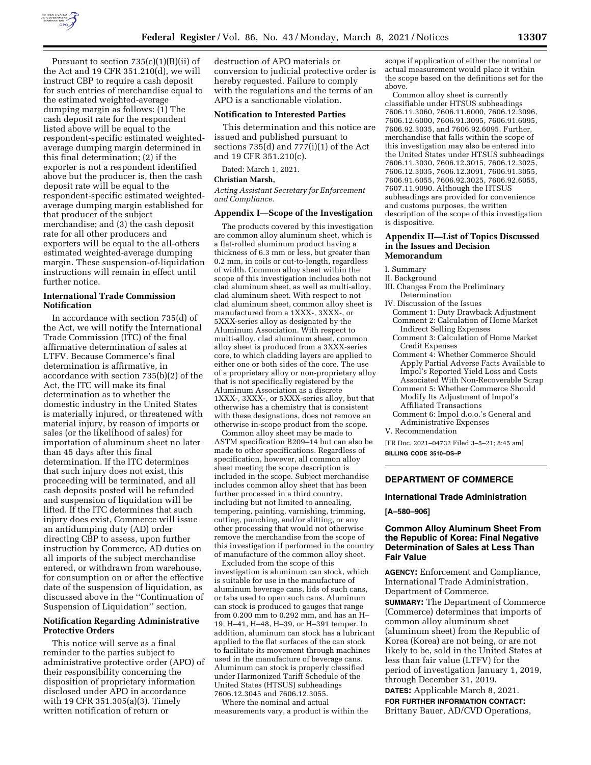Pursuant to section 735(c)(1)(B)(ii) of the Act and 19 CFR 351.210(d), we will instruct CBP to require a cash deposit for such entries of merchandise equal to the estimated weighted-average dumping margin as follows: (1) The cash deposit rate for the respondent listed above will be equal to the respondent-specific estimated weighted-average dumping margin determined in this final determination; (2) if the exporter is not a respondent identified above but the producer is, then the cash deposit rate will be equal to the respondent-specific estimated weighted-average dumping margin established for that producer of the subject merchandise; and (3) the cash deposit rate for all other producers and exporters will be equal to the all-others estimated weighted-average dumping margin. These suspension-of-liquidation instructions will remain in effect until further notice.

## International Trade Commission Notification

In accordance with section 735(d) of the Act, we will notify the International Trade Commission (ITC) of the final affirmative determination of sales at LTFV. Because Commerce's final determination is affirmative, in accordance with section 735(b)(2) of the Act, the ITC will make its final determination as to whether the domestic industry in the United States is materially injured, or threatened with material injury, by reason of imports or sales (or the likelihood of sales) for importation of aluminum sheet no later than 45 days after this final determination. If the ITC determines that such injury does not exist, this proceeding will be terminated, and all cash deposits posted will be refunded and suspension of liquidation will be lifted. If the ITC determines that such injury does exist, Commerce will issue an antidumping duty (AD) order directing CBP to assess, upon further instruction by Commerce, AD duties on all imports of the subject merchandise entered, or withdrawn from warehouse, for consumption on or after the effective date of the suspension of liquidation, as discussed above in the ''Continuation of Suspension of Liquidation'' section.

## Notification Regarding Administrative Protective Orders

This notice will serve as a final reminder to the parties subject to administrative protective order (APO) of their responsibility concerning the disposition of proprietary information disclosed under APO in accordance with 19 CFR 351.305(a)(3). Timely written notification of return or destruction of APO materials or conversion to judicial protective order is hereby requested. Failure to comply with the regulations and the terms of an APO is a sanctionable violation.

## Notification to Interested Parties

This determination and this notice are issued and published pursuant to sections 735(d) and 777(i)(1) of the Act and 19 CFR 351.210(c).

Dated: March 1, 2021.

**Christian Marsh,**

*Acting Assistant Secretary for Enforcement and Compliance.*

## Appendix I—Scope of the Investigation

The products covered by this investigation are common alloy aluminum sheet, which is a flat-rolled aluminum product having a thickness of 6.3 mm or less, but greater than 0.2 mm, in coils or cut-to-length, regardless of width. Common alloy sheet within the scope of this investigation includes both not clad aluminum sheet, as well as multi-alloy, clad aluminum sheet. With respect to not clad aluminum sheet, common alloy sheet is manufactured from a 1XXX-, 3XXX-, or 5XXX-series alloy as designated by the Aluminum Association. With respect to multi-alloy, clad aluminum sheet, common alloy sheet is produced from a 3XXX-series core, to which cladding layers are applied to either one or both sides of the core. The use of a proprietary alloy or non-proprietary alloy that is not specifically registered by the Aluminum Association as a discrete 1XXX-, 3XXX-, or 5XXX-series alloy, but that otherwise has a chemistry that is consistent with these designations, does not remove an otherwise in-scope product from the scope.

Common alloy sheet may be made to ASTM specification B209–14 but can also be made to other specifications. Regardless of specification, however, all common alloy sheet meeting the scope description is included in the scope. Subject merchandise includes common alloy sheet that has been further processed in a third country, including but not limited to annealing, tempering, painting, varnishing, trimming, cutting, punching, and/or slitting, or any other processing that would not otherwise remove the merchandise from the scope of this investigation if performed in the country of manufacture of the common alloy sheet.

Excluded from the scope of this investigation is aluminum can stock, which is suitable for use in the manufacture of aluminum beverage cans, lids of such cans, or tabs used to open such cans. Aluminum can stock is produced to gauges that range from 0.200 mm to 0.292 mm, and has an H–19, H–41, H–48, H–39, or H–391 temper. In addition, aluminum can stock has a lubricant applied to the flat surfaces of the can stock to facilitate its movement through machines used in the manufacture of beverage cans. Aluminum can stock is properly classified under Harmonized Tariff Schedule of the United States (HTSUS) subheadings 7606.12.3045 and 7606.12.3055.

Where the nominal and actual measurements vary, a product is within the scope if application of either the nominal or actual measurement would place it within the scope based on the definitions set for the above.

Common alloy sheet is currently classifiable under HTSUS subheadings 7606.11.3060, 7606.11.6000, 7606.12.3096, 7606.12.6000, 7606.91.3095, 7606.91.6095, 7606.92.3035, and 7606.92.6095. Further, merchandise that falls within the scope of this investigation may also be entered into the United States under HTSUS subheadings 7606.11.3030, 7606.12.3015, 7606.12.3025, 7606.12.3035, 7606.12.3091, 7606.91.3055, 7606.91.6055, 7606.92.3025, 7606.92.6055, 7607.11.9090. Although the HTSUS subheadings are provided for convenience and customs purposes, the written description of the scope of this investigation is dispositive.

## Appendix II—List of Topics Discussed in the Issues and Decision Memorandum

I. Summary
II. Background
III. Changes From the Preliminary Determination
IV. Discussion of the Issues
  Comment 1: Duty Drawback Adjustment
  Comment 2: Calculation of Home Market Indirect Selling Expenses
  Comment 3: Calculation of Home Market Credit Expenses
  Comment 4: Whether Commerce Should Apply Partial Adverse Facts Available to Impol's Reported Yield Loss and Costs Associated With Non-Recoverable Scrap
  Comment 5: Whether Commerce Should Modify Its Adjustment of Impol's Affiliated Transactions
  Comment 6: Impol d.o.o.'s General and Administrative Expenses
V. Recommendation

[FR Doc. 2021–04732 Filed 3–5–21; 8:45 am]

**BILLING CODE 3510–DS–P**

---

# DEPARTMENT OF COMMERCE

## International Trade Administration

**[A–580–906]**

## Common Alloy Aluminum Sheet From the Republic of Korea: Final Negative Determination of Sales at Less Than Fair Value

**AGENCY:** Enforcement and Compliance, International Trade Administration, Department of Commerce.

**SUMMARY:** The Department of Commerce (Commerce) determines that imports of common alloy aluminum sheet (aluminum sheet) from the Republic of Korea (Korea) are not being, or are not likely to be, sold in the United States at less than fair value (LTFV) for the period of investigation January 1, 2019, through December 31, 2019.

**DATES:** Applicable March 8, 2021.

**FOR FURTHER INFORMATION CONTACT:** Brittany Bauer, AD/CVD Operations,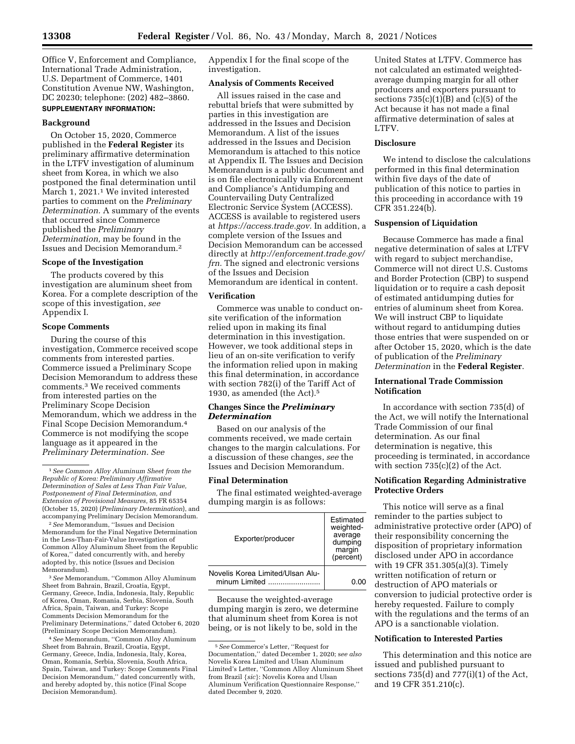Office V, Enforcement and Compliance, International Trade Administration, U.S. Department of Commerce, 1401 Constitution Avenue NW, Washington, DC 20230; telephone: (202) 482–3860.

**SUPPLEMENTARY INFORMATION:**

### Background

On October 15, 2020, Commerce published in the **Federal Register** its preliminary affirmative determination in the LTFV investigation of aluminum sheet from Korea, in which we also postponed the final determination until March 1, 2021.[1] We invited interested parties to comment on the *Preliminary Determination.* A summary of the events that occurred since Commerce published the *Preliminary Determination,* may be found in the Issues and Decision Memorandum.[2]

### Scope of the Investigation

The products covered by this investigation are aluminum sheet from Korea. For a complete description of the scope of this investigation, *see* Appendix I.

### Scope Comments

During the course of this investigation, Commerce received scope comments from interested parties. Commerce issued a Preliminary Scope Decision Memorandum to address these comments.[3] We received comments from interested parties on the Preliminary Scope Decision Memorandum, which we address in the Final Scope Decision Memorandum.[4] Commerce is not modifying the scope language as it appeared in the *Preliminary Determination. See* Appendix I for the final scope of the investigation.

### Analysis of Comments Received

All issues raised in the case and rebuttal briefs that were submitted by parties in this investigation are addressed in the Issues and Decision Memorandum. A list of the issues addressed in the Issues and Decision Memorandum is attached to this notice at Appendix II. The Issues and Decision Memorandum is a public document and is on file electronically via Enforcement and Compliance's Antidumping and Countervailing Duty Centralized Electronic Service System (ACCESS). ACCESS is available to registered users at *https://access.trade.gov.* In addition, a complete version of the Issues and Decision Memorandum can be accessed directly at *http://enforcement.trade.gov/frn.* The signed and electronic versions of the Issues and Decision Memorandum are identical in content.

### Verification

Commerce was unable to conduct on-site verification of the information relied upon in making its final determination in this investigation. However, we took additional steps in lieu of an on-site verification to verify the information relied upon in making this final determination, in accordance with section 782(i) of the Tariff Act of 1930, as amended (the Act).[5]

### Changes Since the *Preliminary Determination*

Based on our analysis of the comments received, we made certain changes to the margin calculations. For a discussion of these changes, *see* the Issues and Decision Memorandum.

### Final Determination

The final estimated weighted-average dumping margin is as follows:

| Exporter/producer | Estimated weighted-average dumping margin (percent) |
| --- | --- |
| Novelis Korea Limited/Ulsan Aluminum Limited | 0.00 |

Because the weighted-average dumping margin is zero, we determine that aluminum sheet from Korea is not being, or is not likely to be, sold in the United States at LTFV. Commerce has not calculated an estimated weighted-average dumping margin for all other producers and exporters pursuant to sections 735(c)(1)(B) and (c)(5) of the Act because it has not made a final affirmative determination of sales at LTFV.

### Disclosure

We intend to disclose the calculations performed in this final determination within five days of the date of publication of this notice to parties in this proceeding in accordance with 19 CFR 351.224(b).

### Suspension of Liquidation

Because Commerce has made a final negative determination of sales at LTFV with regard to subject merchandise, Commerce will not direct U.S. Customs and Border Protection (CBP) to suspend liquidation or to require a cash deposit of estimated antidumping duties for entries of aluminum sheet from Korea. We will instruct CBP to liquidate without regard to antidumping duties those entries that were suspended on or after October 15, 2020, which is the date of publication of the *Preliminary Determination* in the **Federal Register**.

### International Trade Commission Notification

In accordance with section 735(d) of the Act, we will notify the International Trade Commission of our final determination. As our final determination is negative, this proceeding is terminated, in accordance with section 735(c)(2) of the Act.

### Notification Regarding Administrative Protective Orders

This notice will serve as a final reminder to the parties subject to administrative protective order (APO) of their responsibility concerning the disposition of proprietary information disclosed under APO in accordance with 19 CFR 351.305(a)(3). Timely written notification of return or destruction of APO materials or conversion to judicial protective order is hereby requested. Failure to comply with the regulations and the terms of an APO is a sanctionable violation.

### Notification to Interested Parties

This determination and this notice are issued and published pursuant to sections 735(d) and 777(i)(1) of the Act, and 19 CFR 351.210(c).

---

[1] *See Common Alloy Aluminum Sheet from the Republic of Korea: Preliminary Affirmative Determination of Sales at Less Than Fair Value, Postponement of Final Determination, and Extension of Provisional Measures,* 85 FR 65354 (October 15, 2020) (*Preliminary Determination*), and accompanying Preliminary Decision Memorandum.

[2] *See* Memorandum, "Issues and Decision Memorandum for the Final Negative Determination in the Less-Than-Fair-Value Investigation of Common Alloy Aluminum Sheet from the Republic of Korea," dated concurrently with, and hereby adopted by, this notice (Issues and Decision Memorandum).

[3] *See* Memorandum, "Common Alloy Aluminum Sheet from Bahrain, Brazil, Croatia, Egypt, Germany, Greece, India, Indonesia, Italy, Republic of Korea, Oman, Romania, Serbia, Slovenia, South Africa, Spain, Taiwan, and Turkey: Scope Comments Decision Memorandum for the Preliminary Determinations," dated October 6, 2020 (Preliminary Scope Decision Memorandum).

[4] *See* Memorandum, "Common Alloy Aluminum Sheet from Bahrain, Brazil, Croatia, Egypt, Germany, Greece, India, Indonesia, Italy, Korea, Oman, Romania, Serbia, Slovenia, South Africa, Spain, Taiwan, and Turkey: Scope Comments Final Decision Memorandum," dated concurrently with, and hereby adopted by, this notice (Final Scope Decision Memorandum).

[5] *See* Commerce's Letter, "Request for Documentation," dated December 1, 2020; *see also* Novelis Korea Limited and Ulsan Aluminum Limited's Letter, "Common Alloy Aluminum Sheet from Brazil {*sic*}: Novelis Korea and Ulsan Aluminum Verification Questionnaire Response," dated December 9, 2020.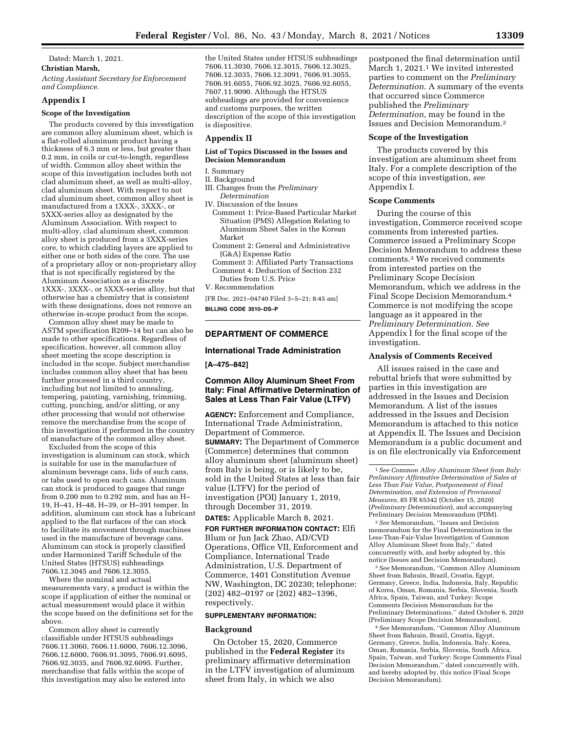Dated: March 1, 2021.

**Christian Marsh,**

*Acting Assistant Secretary for Enforcement and Compliance.*

## Appendix I

### Scope of the Investigation

The products covered by this investigation are common alloy aluminum sheet, which is a flat-rolled aluminum product having a thickness of 6.3 mm or less, but greater than 0.2 mm, in coils or cut-to-length, regardless of width. Common alloy sheet within the scope of this investigation includes both not clad aluminum sheet, as well as multi-alloy, clad aluminum sheet. With respect to not clad aluminum sheet, common alloy sheet is manufactured from a 1XXX-, 3XXX-, or 5XXX-series alloy as designated by the Aluminum Association. With respect to multi-alloy, clad aluminum sheet, common alloy sheet is produced from a 3XXX-series core, to which cladding layers are applied to either one or both sides of the core. The use of a proprietary alloy or non-proprietary alloy that is not specifically registered by the Aluminum Association as a discrete 1XXX-, 3XXX-, or 5XXX-series alloy, but that otherwise has a chemistry that is consistent with these designations, does not remove an otherwise in-scope product from the scope.

Common alloy sheet may be made to ASTM specification B209–14 but can also be made to other specifications. Regardless of specification, however, all common alloy sheet meeting the scope description is included in the scope. Subject merchandise includes common alloy sheet that has been further processed in a third country, including but not limited to annealing, tempering, painting, varnishing, trimming, cutting, punching, and/or slitting, or any other processing that would not otherwise remove the merchandise from the scope of this investigation if performed in the country of manufacture of the common alloy sheet.

Excluded from the scope of this investigation is aluminum can stock, which is suitable for use in the manufacture of aluminum beverage cans, lids of such cans, or tabs used to open such cans. Aluminum can stock is produced to gauges that range from 0.200 mm to 0.292 mm, and has an H–19, H–41, H–48, H–39, or H–391 temper. In addition, aluminum can stock has a lubricant applied to the flat surfaces of the can stock to facilitate its movement through machines used in the manufacture of beverage cans. Aluminum can stock is properly classified under Harmonized Tariff Schedule of the United States (HTSUS) subheadings 7606.12.3045 and 7606.12.3055.

Where the nominal and actual measurements vary, a product is within the scope if application of either the nominal or actual measurement would place it within the scope based on the definitions set for the above.

Common alloy sheet is currently classifiable under HTSUS subheadings 7606.11.3060, 7606.11.6000, 7606.12.3096, 7606.12.6000, 7606.91.3095, 7606.91.6095, 7606.92.3035, and 7606.92.6095. Further, merchandise that falls within the scope of this investigation may also be entered into the United States under HTSUS subheadings 7606.11.3030, 7606.12.3015, 7606.12.3025, 7606.12.3035, 7606.12.3091, 7606.91.3055, 7606.91.6055, 7606.92.3025, 7606.92.6055, 7607.11.9090. Although the HTSUS subheadings are provided for convenience and customs purposes, the written description of the scope of this investigation is dispositive.

## Appendix II

### List of Topics Discussed in the Issues and Decision Memorandum

I. Summary
II. Background
III. Changes from the *Preliminary Determination*
IV. Discussion of the Issues
 Comment 1: Price-Based Particular Market Situation (PMS) Allegation Relating to Aluminum Sheet Sales in the Korean Market
 Comment 2: General and Administrative (G&A) Expense Ratio
 Comment 3: Affiliated Party Transactions
 Comment 4: Deduction of Section 232 Duties from U.S. Price
V. Recommendation

[FR Doc. 2021–04740 Filed 3–5–21; 8:45 am]

**BILLING CODE 3510–DS–P**

---

## DEPARTMENT OF COMMERCE

### International Trade Administration

**[A–475–842]**

### Common Alloy Aluminum Sheet From Italy: Final Affirmative Determination of Sales at Less Than Fair Value (LTFV)

**AGENCY:** Enforcement and Compliance, International Trade Administration, Department of Commerce.

**SUMMARY:** The Department of Commerce (Commerce) determines that common alloy aluminum sheet (aluminum sheet) from Italy is being, or is likely to be, sold in the United States at less than fair value (LTFV) for the period of investigation (POI) January 1, 2019, through December 31, 2019.

**DATES:** Applicable March 8, 2021.

**FOR FURTHER INFORMATION CONTACT:** Elfi Blum or Jun Jack Zhao, AD/CVD Operations, Office VII, Enforcement and Compliance, International Trade Administration, U.S. Department of Commerce, 1401 Constitution Avenue NW, Washington, DC 20230; telephone: (202) 482–0197 or (202) 482–1396, respectively.

**SUPPLEMENTARY INFORMATION:**

### Background

On October 15, 2020, Commerce published in the **Federal Register** its preliminary affirmative determination in the LTFV investigation of aluminum sheet from Italy, in which we also postponed the final determination until March 1, 2021.[1] We invited interested parties to comment on the *Preliminary Determination.* A summary of the events that occurred since Commerce published the *Preliminary Determination,* may be found in the Issues and Decision Memorandum.[2]

### Scope of the Investigation

The products covered by this investigation are aluminum sheet from Italy. For a complete description of the scope of this investigation, *see* Appendix I.

### Scope Comments

During the course of this investigation, Commerce received scope comments from interested parties. Commerce issued a Preliminary Scope Decision Memorandum to address these comments.[3] We received comments from interested parties on the Preliminary Scope Decision Memorandum, which we address in the Final Scope Decision Memorandum.[4] Commerce is not modifying the scope language as it appeared in the *Preliminary Determination. See* Appendix I for the final scope of the investigation.

### Analysis of Comments Received

All issues raised in the case and rebuttal briefs that were submitted by parties in this investigation are addressed in the Issues and Decision Memorandum. A list of the issues addressed in the Issues and Decision Memorandum is attached to this notice at Appendix II. The Issues and Decision Memorandum is a public document and is on file electronically via Enforcement

---

[1] *See Common Alloy Aluminum Sheet from Italy: Preliminary Affirmative Determination of Sales at Less Than Fair Value, Postponement of Final Determination, and Extension of Provisional Measures,* 85 FR 65342 (October 15, 2020) (*Preliminary Determination*), and accompanying Preliminary Decision Memorandum (PDM).

[2] *See* Memorandum, ''Issues and Decision memorandum for the Final Determination in the Less-Than-Fair-Value Investigation of Common Alloy Aluminum Sheet from Italy,'' dated concurrently with, and herby adopted by, this notice (Issues and Decision Memorandum).

[3] *See* Memorandum, ''Common Alloy Aluminum Sheet from Bahrain, Brazil, Croatia, Egypt, Germany, Greece, India, Indonesia, Italy, Republic of Korea, Oman, Romania, Serbia, Slovenia, South Africa, Spain, Taiwan, and Turkey: Scope Comments Decision Memorandum for the Preliminary Determinations,'' dated October 6, 2020 (Preliminary Scope Decision Memorandum).

[4] *See* Memorandum, ''Common Alloy Aluminum Sheet from Bahrain, Brazil, Croatia, Egypt, Germany, Greece, India, Indonesia, Italy, Korea, Oman, Romania, Serbia, Slovenia, South Africa, Spain, Taiwan, and Turkey: Scope Comments Final Decision Memorandum,'' dated concurrently with, and hereby adopted by, this notice (Final Scope Decision Memorandum).